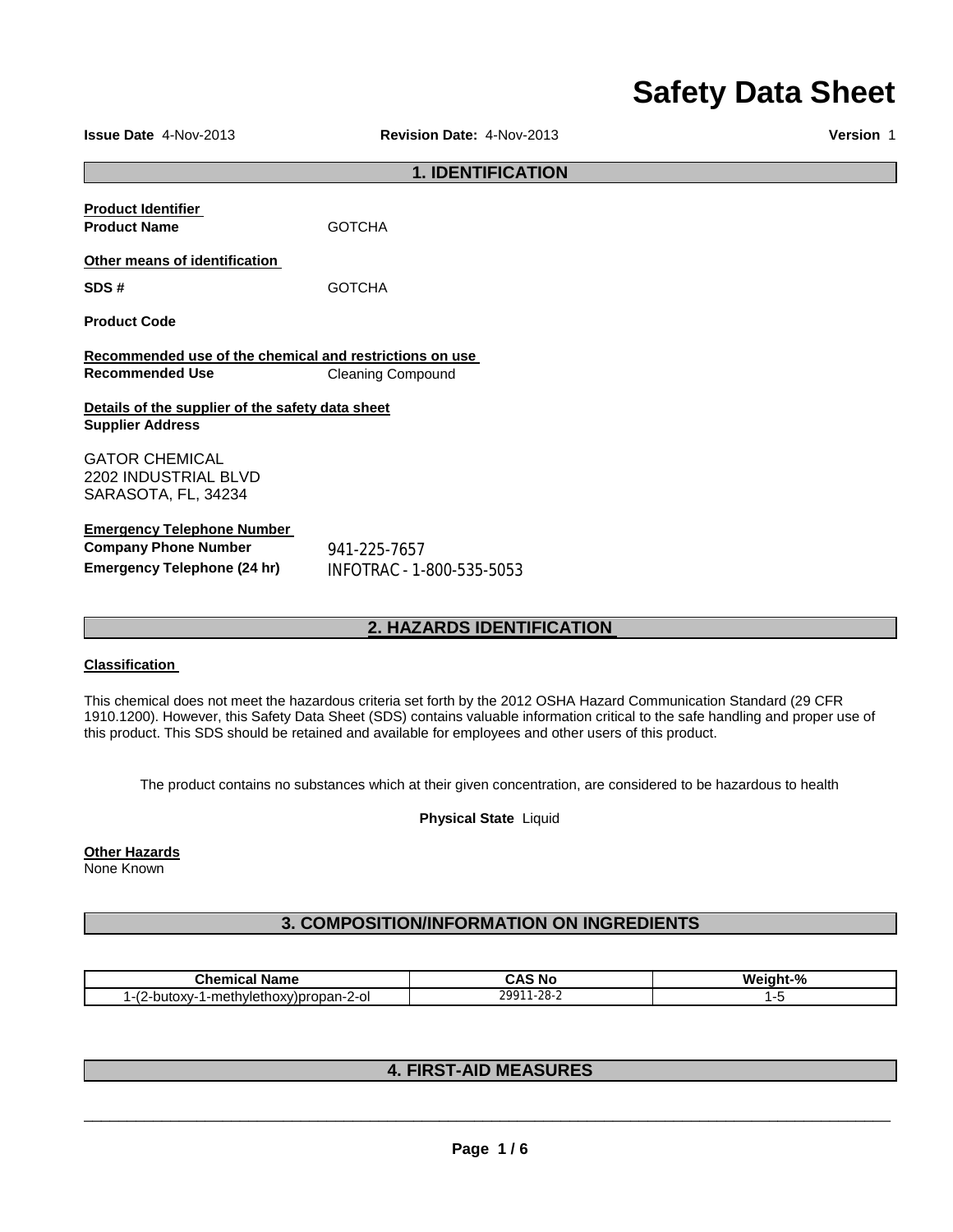# Safety Data Sheet

**Issue Date** 4-Nov-2013 **Revision Date:** 4-Nov-2013 **Version** 1

## 1. IDENTIFICATION

**Product Identifier**

**Product Name** GOTCHA

**Other means of identification**

**SDS #** GOTCHA

**Product Code**

**Recommended use of the chemical and restrictions on use**

**Recommended Use** Cleaning Compound

**Details of the supplier of the safety data sheet**

**Supplier Address**

GATOR CHEMICAL
2202 INDUSTRIAL BLVD
SARASOTA, FL, 34234

**Emergency Telephone Number**

**Company Phone Number** 941-225-7657

**Emergency Telephone (24 hr)** INFOTRAC - 1-800-535-5053

## 2. HAZARDS IDENTIFICATION

**Classification**

This chemical does not meet the hazardous criteria set forth by the 2012 OSHA Hazard Communication Standard (29 CFR 1910.1200). However, this Safety Data Sheet (SDS) contains valuable information critical to the safe handling and proper use of this product. This SDS should be retained and available for employees and other users of this product.

The product contains no substances which at their given concentration, are considered to be hazardous to health

**Physical State** Liquid

**Other Hazards**
None Known

## 3. COMPOSITION/INFORMATION ON INGREDIENTS

| Chemical Name | CAS No | Weight-% |
|---|---|---|
| 1-(2-butoxy-1-methylethoxy)propan-2-ol | 29911-28-2 | 1-5 |

## 4. FIRST-AID MEASURES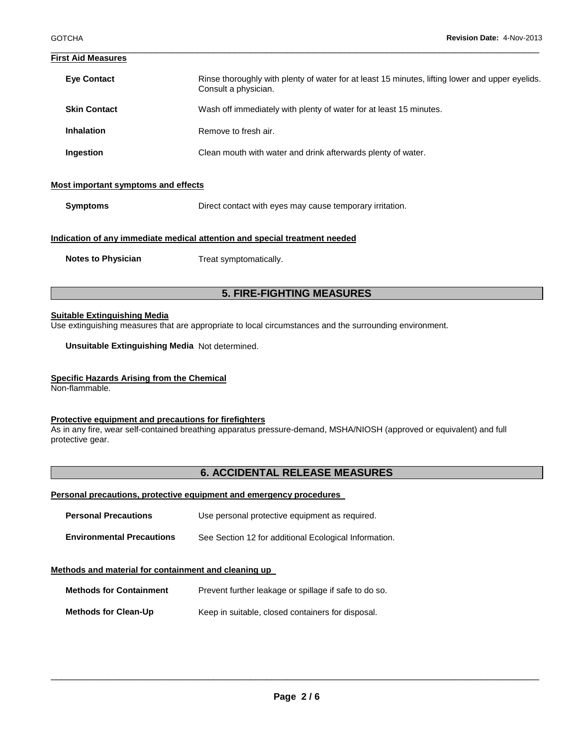### First Aid Measures

| | |
|---|---|
| **Eye Contact** | Rinse thoroughly with plenty of water for at least 15 minutes, lifting lower and upper eyelids. Consult a physician. |
| **Skin Contact** | Wash off immediately with plenty of water for at least 15 minutes. |
| **Inhalation** | Remove to fresh air. |
| **Ingestion** | Clean mouth with water and drink afterwards plenty of water. |

### Most important symptoms and effects

| | |
|---|---|
| **Symptoms** | Direct contact with eyes may cause temporary irritation. |

### Indication of any immediate medical attention and special treatment needed

| | |
|---|---|
| **Notes to Physician** | Treat symptomatically. |

## 5. FIRE-FIGHTING MEASURES

### Suitable Extinguishing Media

Use extinguishing measures that are appropriate to local circumstances and the surrounding environment.

**Unsuitable Extinguishing Media** Not determined.

### Specific Hazards Arising from the Chemical

Non-flammable.

### Protective equipment and precautions for firefighters

As in any fire, wear self-contained breathing apparatus pressure-demand, MSHA/NIOSH (approved or equivalent) and full protective gear.

## 6. ACCIDENTAL RELEASE MEASURES

### Personal precautions, protective equipment and emergency procedures

| | |
|---|---|
| **Personal Precautions** | Use personal protective equipment as required. |
| **Environmental Precautions** | See Section 12 for additional Ecological Information. |

### Methods and material for containment and cleaning up

| | |
|---|---|
| **Methods for Containment** | Prevent further leakage or spillage if safe to do so. |
| **Methods for Clean-Up** | Keep in suitable, closed containers for disposal. |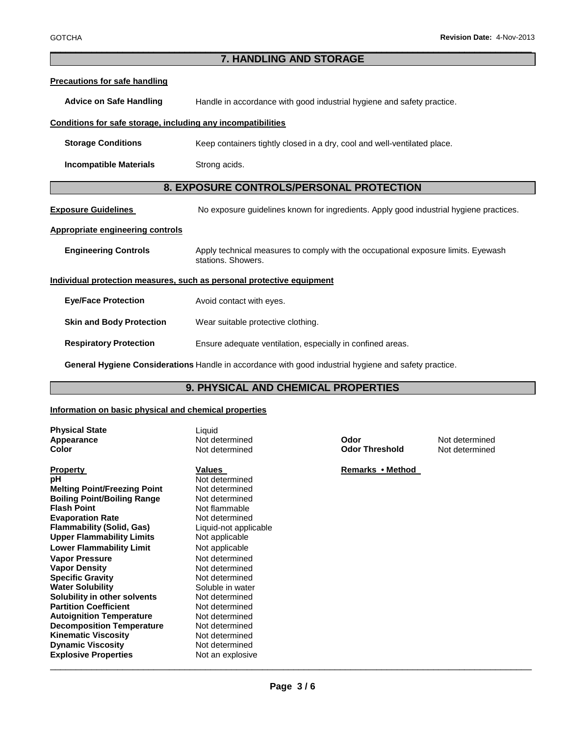## 7. HANDLING AND STORAGE

**Precautions for safe handling**

**Advice on Safe Handling** Handle in accordance with good industrial hygiene and safety practice.

**Conditions for safe storage, including any incompatibilities**

**Storage Conditions** Keep containers tightly closed in a dry, cool and well-ventilated place.

**Incompatible Materials** Strong acids.

## 8. EXPOSURE CONTROLS/PERSONAL PROTECTION

**Exposure Guidelines** No exposure guidelines known for ingredients. Apply good industrial hygiene practices.

**Appropriate engineering controls**

**Engineering Controls** Apply technical measures to comply with the occupational exposure limits. Eyewash stations. Showers.

**Individual protection measures, such as personal protective equipment**

**Eye/Face Protection** Avoid contact with eyes.

**Skin and Body Protection** Wear suitable protective clothing.

**Respiratory Protection** Ensure adequate ventilation, especially in confined areas.

**General Hygiene Considerations** Handle in accordance with good industrial hygiene and safety practice.

## 9. PHYSICAL AND CHEMICAL PROPERTIES

**Information on basic physical and chemical properties**

**Physical State** Liquid
**Appearance** Not determined
**Color** Not determined
**Odor** Not determined
**Odor Threshold** Not determined

| Property | Values | Remarks • Method |
|---|---|---|
| **pH** | Not determined | |
| **Melting Point/Freezing Point** | Not determined | |
| **Boiling Point/Boiling Range** | Not determined | |
| **Flash Point** | Not flammable | |
| **Evaporation Rate** | Not determined | |
| **Flammability (Solid, Gas)** | Liquid-not applicable | |
| **Upper Flammability Limits** | Not applicable | |
| **Lower Flammability Limit** | Not applicable | |
| **Vapor Pressure** | Not determined | |
| **Vapor Density** | Not determined | |
| **Specific Gravity** | Not determined | |
| **Water Solubility** | Soluble in water | |
| **Solubility in other solvents** | Not determined | |
| **Partition Coefficient** | Not determined | |
| **Autoignition Temperature** | Not determined | |
| **Decomposition Temperature** | Not determined | |
| **Kinematic Viscosity** | Not determined | |
| **Dynamic Viscosity** | Not determined | |
| **Explosive Properties** | Not an explosive | |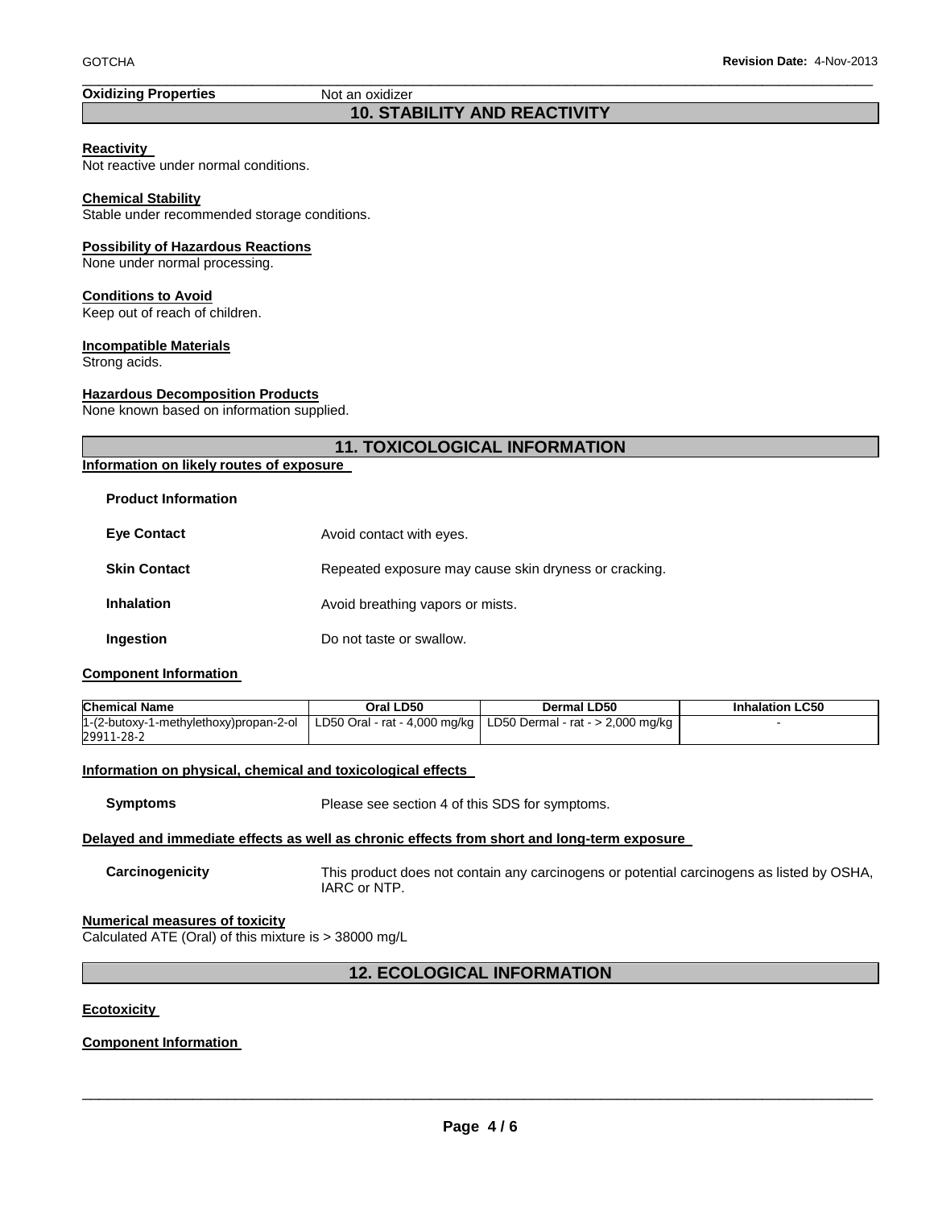**Oxidizing Properties** Not an oxidizer

## 10. STABILITY AND REACTIVITY

**Reactivity**

Not reactive under normal conditions.

**Chemical Stability**

Stable under recommended storage conditions.

**Possibility of Hazardous Reactions**

None under normal processing.

**Conditions to Avoid**

Keep out of reach of children.

**Incompatible Materials**

Strong acids.

**Hazardous Decomposition Products**

None known based on information supplied.

## 11. TOXICOLOGICAL INFORMATION

**Information on likely routes of exposure**

**Product Information**

**Eye Contact** Avoid contact with eyes.

**Skin Contact** Repeated exposure may cause skin dryness or cracking.

**Inhalation** Avoid breathing vapors or mists.

**Ingestion** Do not taste or swallow.

**Component Information**

| Chemical Name | Oral LD50 | Dermal LD50 | Inhalation LC50 |
|---|---|---|---|
| 1-(2-butoxy-1-methylethoxy)propan-2-ol 29911-28-2 | LD50 Oral - rat - 4,000 mg/kg | LD50 Dermal - rat - > 2,000 mg/kg | - |

**Information on physical, chemical and toxicological effects**

**Symptoms** Please see section 4 of this SDS for symptoms.

**Delayed and immediate effects as well as chronic effects from short and long-term exposure**

**Carcinogenicity** This product does not contain any carcinogens or potential carcinogens as listed by OSHA, IARC or NTP.

**Numerical measures of toxicity**

Calculated ATE (Oral) of this mixture is > 38000 mg/L

## 12. ECOLOGICAL INFORMATION

**Ecotoxicity**

**Component Information**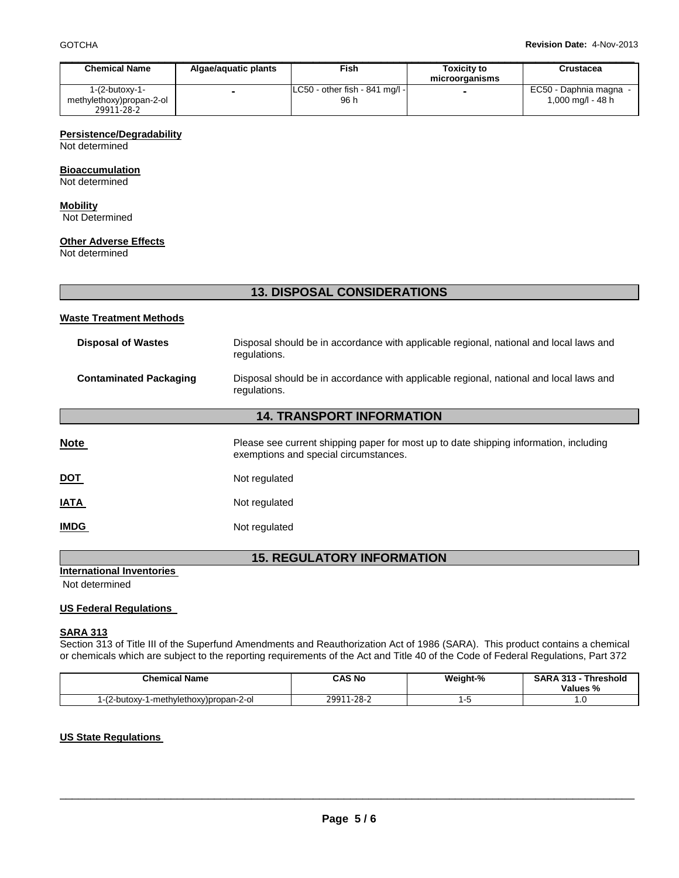| Chemical Name | Algae/aquatic plants | Fish | Toxicity to microorganisms | Crustacea |
|---|---|---|---|---|
| 1-(2-butoxy-1-methylethoxy)propan-2-ol 29911-28-2 | - | LC50 - other fish - 841 mg/l - 96 h | - | EC50 - Daphnia magna - 1,000 mg/l - 48 h |

**Persistence/Degradability**
Not determined

**Bioaccumulation**
Not determined

**Mobility**
Not Determined

**Other Adverse Effects**
Not determined

## 13. DISPOSAL CONSIDERATIONS

**Waste Treatment Methods**

**Disposal of Wastes** Disposal should be in accordance with applicable regional, national and local laws and regulations.

**Contaminated Packaging** Disposal should be in accordance with applicable regional, national and local laws and regulations.

## 14. TRANSPORT INFORMATION

**Note** Please see current shipping paper for most up to date shipping information, including exemptions and special circumstances.

**DOT** Not regulated

**IATA** Not regulated

**IMDG** Not regulated

## 15. REGULATORY INFORMATION

**International Inventories**
Not determined

**US Federal Regulations**

**SARA 313**
Section 313 of Title III of the Superfund Amendments and Reauthorization Act of 1986 (SARA). This product contains a chemical or chemicals which are subject to the reporting requirements of the Act and Title 40 of the Code of Federal Regulations, Part 372

| Chemical Name | CAS No | Weight-% | SARA 313 - Threshold Values % |
|---|---|---|---|
| 1-(2-butoxy-1-methylethoxy)propan-2-ol | 29911-28-2 | 1-5 | 1.0 |

**US State Regulations**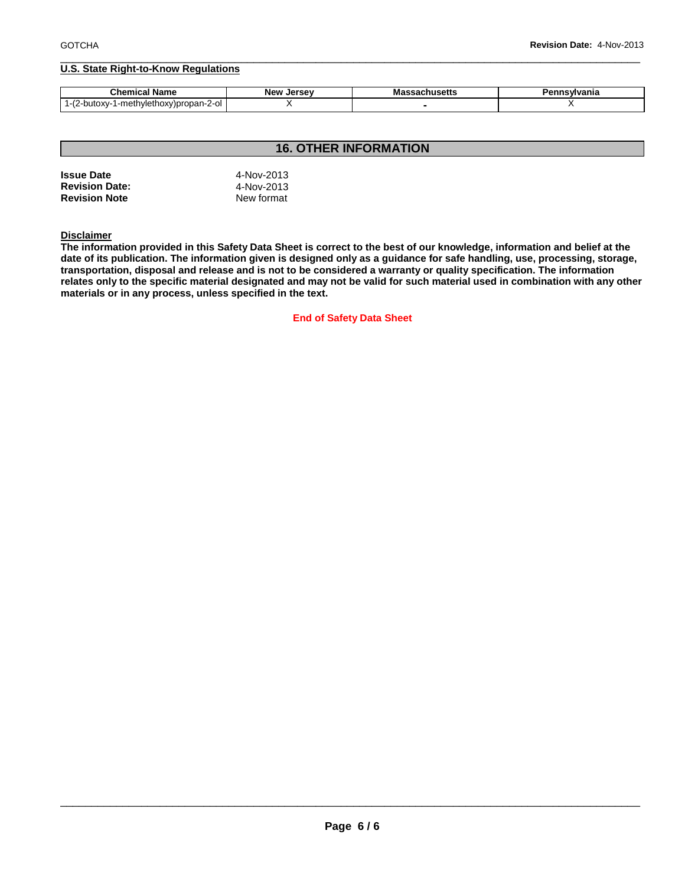### U.S. State Right-to-Know Regulations

| Chemical Name | New Jersey | Massachusetts | Pennsylvania |
|---|---|---|---|
| 1-(2-butoxy-1-methylethoxy)propan-2-ol | X | - | X |

## 16. OTHER INFORMATION

**Issue Date** 4-Nov-2013
**Revision Date:** 4-Nov-2013
**Revision Note** New format

**Disclaimer**

**The information provided in this Safety Data Sheet is correct to the best of our knowledge, information and belief at the date of its publication. The information given is designed only as a guidance for safe handling, use, processing, storage, transportation, disposal and release and is not to be considered a warranty or quality specification. The information relates only to the specific material designated and may not be valid for such material used in combination with any other materials or in any process, unless specified in the text.**

**End of Safety Data Sheet**